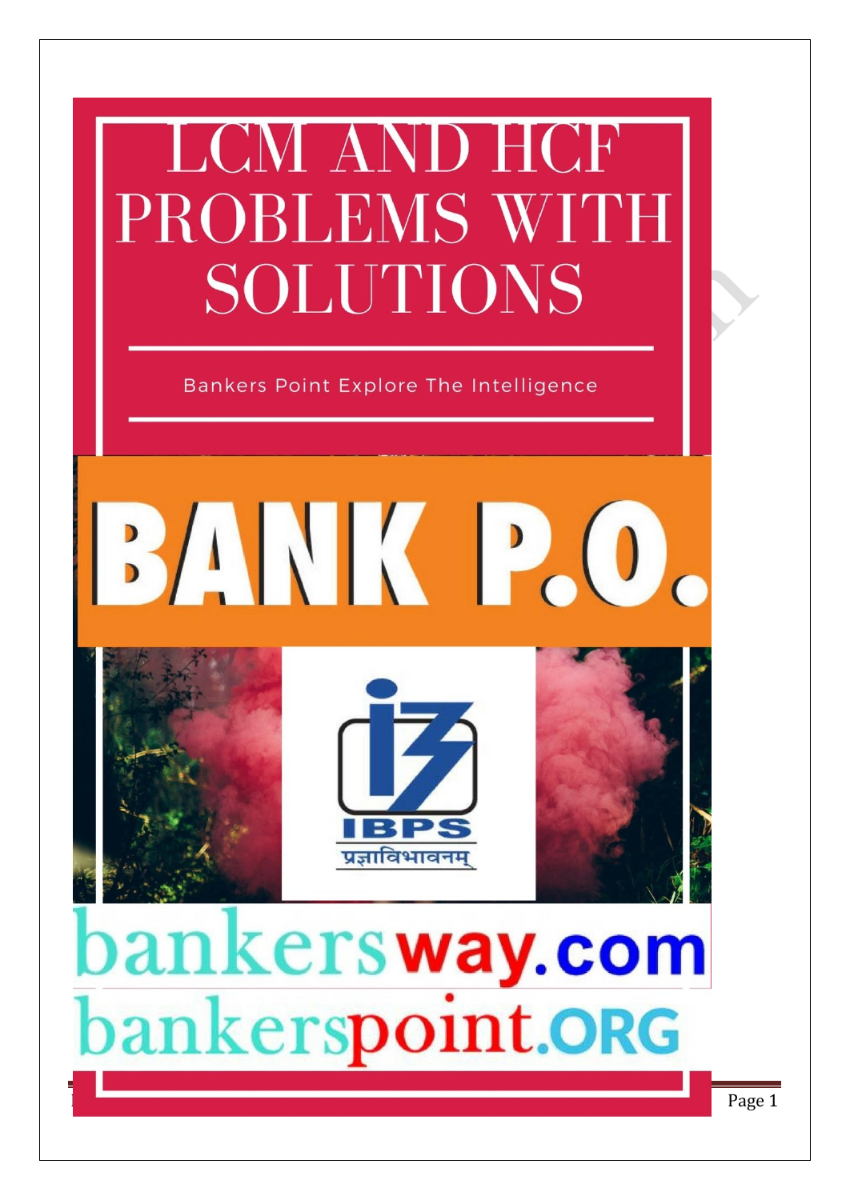# LCM AND HCF PROBLEMS WITH SOLUTIONS

Bankers Point Explore The Intelligence

# BANK P.O.

IBPS

प्रज्ञाविभावनम्

bankersway.com

bankerspoint.ORG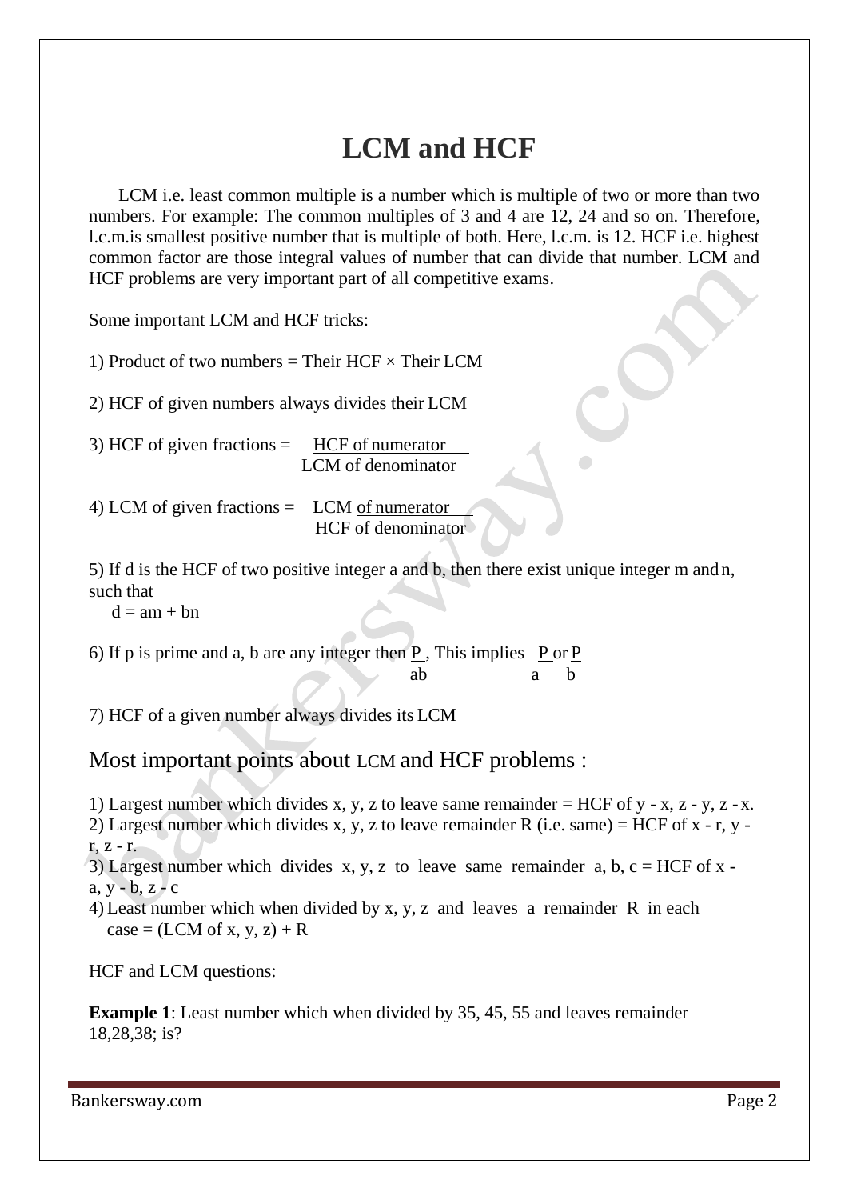# LCM and HCF

LCM i.e. least common multiple is a number which is multiple of two or more than two numbers. For example: The common multiples of 3 and 4 are 12, 24 and so on. Therefore, l.c.m.is smallest positive number that is multiple of both. Here, l.c.m. is 12. HCF i.e. highest common factor are those integral values of number that can divide that number. LCM and HCF problems are very important part of all competitive exams.

Some important LCM and HCF tricks:

1) Product of two numbers = Their HCF × Their LCM

2) HCF of given numbers always divides their LCM

3) HCF of given fractions = $\frac{\text{HCF of numerator}}{\text{LCM of denominator}}$

4) LCM of given fractions = $\frac{\text{LCM of numerator}}{\text{HCF of denominator}}$

5) If d is the HCF of two positive integer a and b, then there exist unique integer m and n, such that

$d = am + bn$

6) If p is prime and a, b are any integer then $\frac{P}{ab}$, This implies $\frac{P}{a}$ or $\frac{P}{b}$

7) HCF of a given number always divides its LCM

## Most important points about LCM and HCF problems :

1) Largest number which divides x, y, z to leave same remainder = HCF of y - x, z - y, z - x.
2) Largest number which divides x, y, z to leave remainder R (i.e. same) = HCF of x - r, y - r, z - r.
3) Largest number which divides x, y, z to leave same remainder a, b, c = HCF of x - a, y - b, z - c
4) Least number which when divided by x, y, z and leaves a remainder R in each case = (LCM of x, y, z) + R

HCF and LCM questions:

**Example 1**: Least number which when divided by 35, 45, 55 and leaves remainder 18,28,38; is?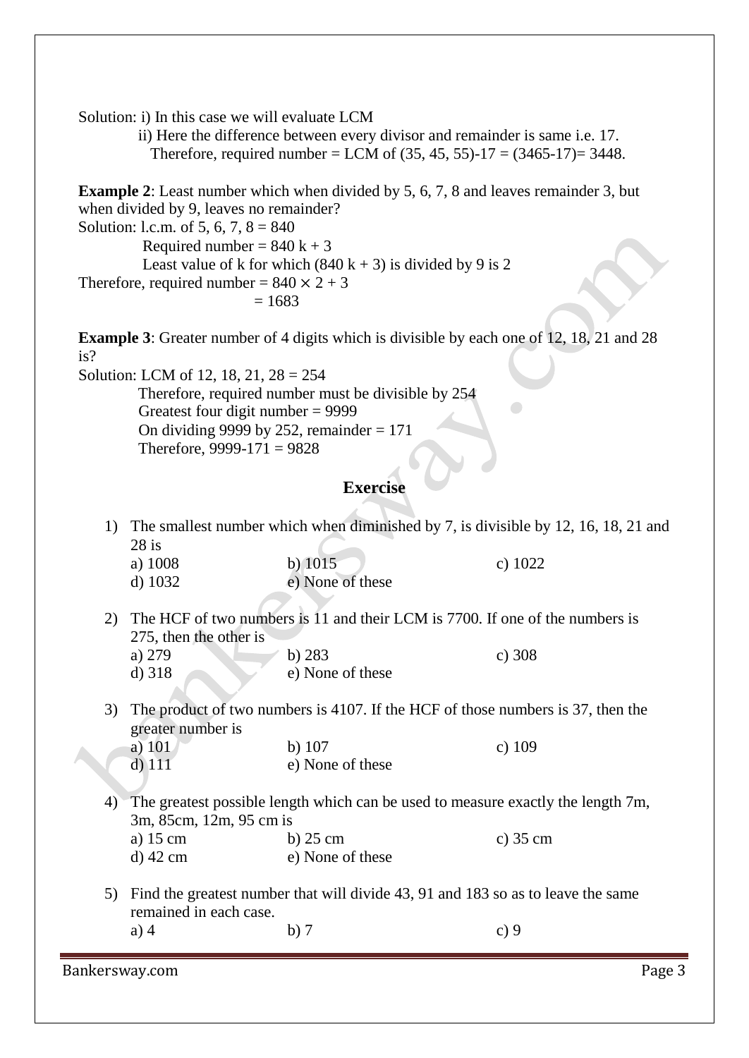Solution: i) In this case we will evaluate LCM

ii) Here the difference between every divisor and remainder is same i.e. 17.

Therefore, required number = LCM of (35, 45, 55)-17 = (3465-17)= 3448.

**Example 2**: Least number which when divided by 5, 6, 7, 8 and leaves remainder 3, but when divided by 9, leaves no remainder?

Solution: l.c.m. of 5, 6, 7, 8 = 840

Required number = 840 k + 3

Least value of k for which (840 k + 3) is divided by 9 is 2

Therefore, required number = $840 \times 2 + 3$

= 1683

**Example 3**: Greater number of 4 digits which is divisible by each one of 12, 18, 21 and 28 is?

Solution: LCM of 12, 18, 21, 28 = 254

Therefore, required number must be divisible by 254

Greatest four digit number = 9999

On dividing 9999 by 252, remainder = 171

Therefore, 9999-171 = 9828

## Exercise

1) The smallest number which when diminished by 7, is divisible by 12, 16, 18, 21 and 28 is

   a) 1008 b) 1015 c) 1022
   d) 1032 e) None of these

2) The HCF of two numbers is 11 and their LCM is 7700. If one of the numbers is 275, then the other is

   a) 279 b) 283 c) 308
   d) 318 e) None of these

3) The product of two numbers is 4107. If the HCF of those numbers is 37, then the greater number is

   a) 101 b) 107 c) 109
   d) 111 e) None of these

4) The greatest possible length which can be used to measure exactly the length 7m, 3m, 85cm, 12m, 95 cm is

   a) 15 cm b) 25 cm c) 35 cm
   d) 42 cm e) None of these

5) Find the greatest number that will divide 43, 91 and 183 so as to leave the same remained in each case.

   a) 4 b) 7 c) 9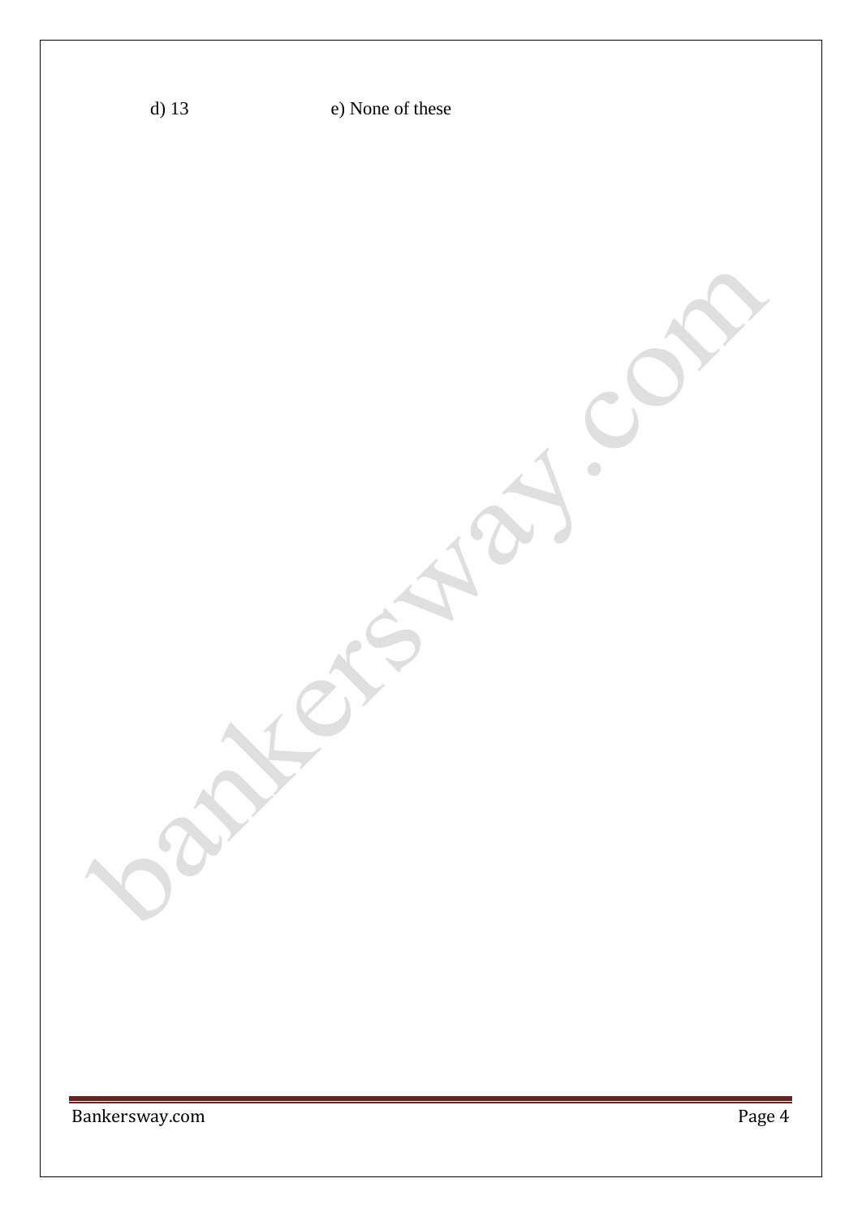d) 13 e) None of these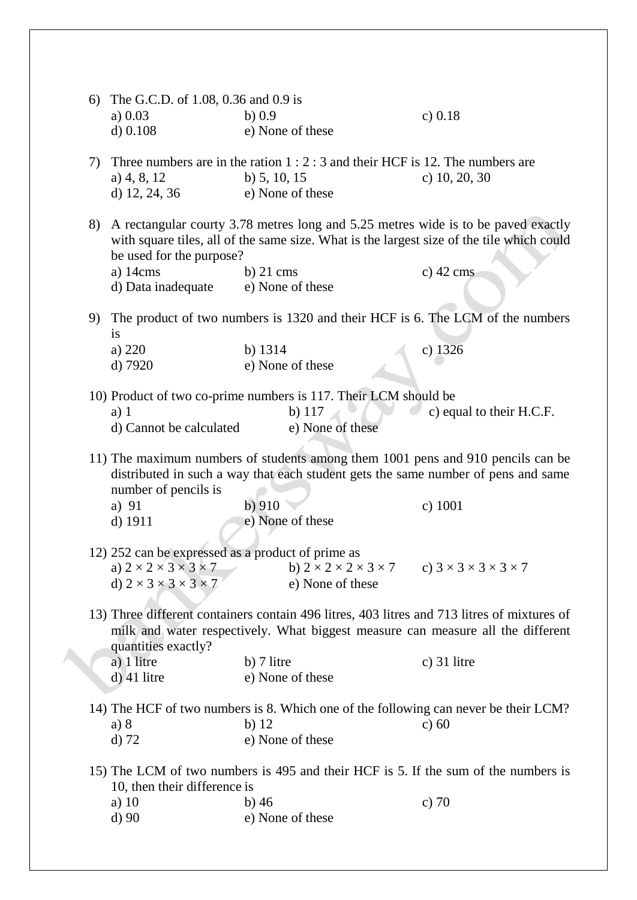6) The G.C.D. of 1.08, 0.36 and 0.9 is
   a) 0.03   b) 0.9   c) 0.18
   d) 0.108   e) None of these

7) Three numbers are in the ration 1 : 2 : 3 and their HCF is 12. The numbers are
   a) 4, 8, 12   b) 5, 10, 15   c) 10, 20, 30
   d) 12, 24, 36   e) None of these

8) A rectangular courty 3.78 metres long and 5.25 metres wide is to be paved exactly with square tiles, all of the same size. What is the largest size of the tile which could be used for the purpose?
   a) 14cms   b) 21 cms   c) 42 cms
   d) Data inadequate   e) None of these

9) The product of two numbers is 1320 and their HCF is 6. The LCM of the numbers is
   a) 220   b) 1314   c) 1326
   d) 7920   e) None of these

10) Product of two co-prime numbers is 117. Their LCM should be
    a) 1   b) 117   c) equal to their H.C.F.
    d) Cannot be calculated   e) None of these

11) The maximum numbers of students among them 1001 pens and 910 pencils can be distributed in such a way that each student gets the same number of pens and same number of pencils is
    a) 91   b) 910   c) 1001
    d) 1911   e) None of these

12) 252 can be expressed as a product of prime as
    a) $2 \times 2 \times 3 \times 3 \times 7$   b) $2 \times 2 \times 2 \times 3 \times 7$   c) $3 \times 3 \times 3 \times 3 \times 7$
    d) $2 \times 3 \times 3 \times 3 \times 7$   e) None of these

13) Three different containers contain 496 litres, 403 litres and 713 litres of mixtures of milk and water respectively. What biggest measure can measure all the different quantities exactly?
    a) 1 litre   b) 7 litre   c) 31 litre
    d) 41 litre   e) None of these

14) The HCF of two numbers is 8. Which one of the following can never be their LCM?
    a) 8   b) 12   c) 60
    d) 72   e) None of these

15) The LCM of two numbers is 495 and their HCF is 5. If the sum of the numbers is 10, then their difference is
    a) 10   b) 46   c) 70
    d) 90   e) None of these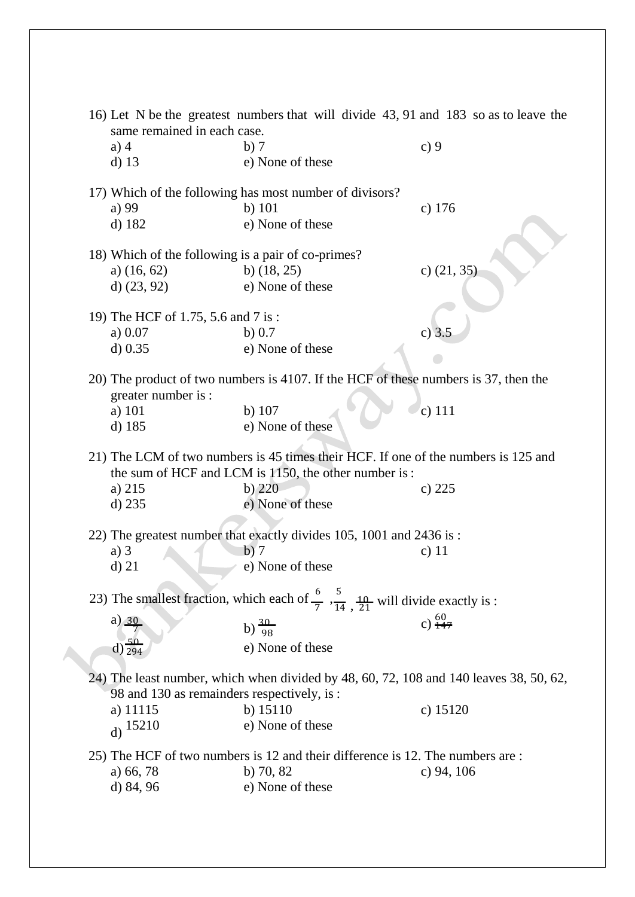16) Let N be the greatest numbers that will divide 43, 91 and 183 so as to leave the same remained in each case.

a) 4  b) 7  c) 9
d) 13  e) None of these

17) Which of the following has most number of divisors?

a) 99  b) 101  c) 176
d) 182  e) None of these

18) Which of the following is a pair of co-primes?

a) (16, 62)  b) (18, 25)  c) (21, 35)
d) (23, 92)  e) None of these

19) The HCF of 1.75, 5.6 and 7 is :

a) 0.07  b) 0.7  c) 3.5
d) 0.35  e) None of these

20) The product of two numbers is 4107. If the HCF of these numbers is 37, then the greater number is :

a) 101  b) 107  c) 111
d) 185  e) None of these

21) The LCM of two numbers is 45 times their HCF. If one of the numbers is 125 and the sum of HCF and LCM is 1150, the other number is :

a) 215  b) 220  c) 225
d) 235  e) None of these

22) The greatest number that exactly divides 105, 1001 and 2436 is :

a) 3  b) 7  c) 11
d) 21  e) None of these

23) The smallest fraction, which each of $\frac{6}{7}$, $\frac{5}{14}$, $\frac{10}{21}$ will divide exactly is :

a) $\frac{30}{7}$  b) $\frac{30}{98}$  c) $\frac{60}{147}$
d) $\frac{50}{294}$  e) None of these

24) The least number, which when divided by 48, 60, 72, 108 and 140 leaves 38, 50, 62, 98 and 130 as remainders respectively, is :

a) 11115  b) 15110  c) 15120
d) 15210  e) None of these

25) The HCF of two numbers is 12 and their difference is 12. The numbers are :

a) 66, 78  b) 70, 82  c) 94, 106
d) 84, 96  e) None of these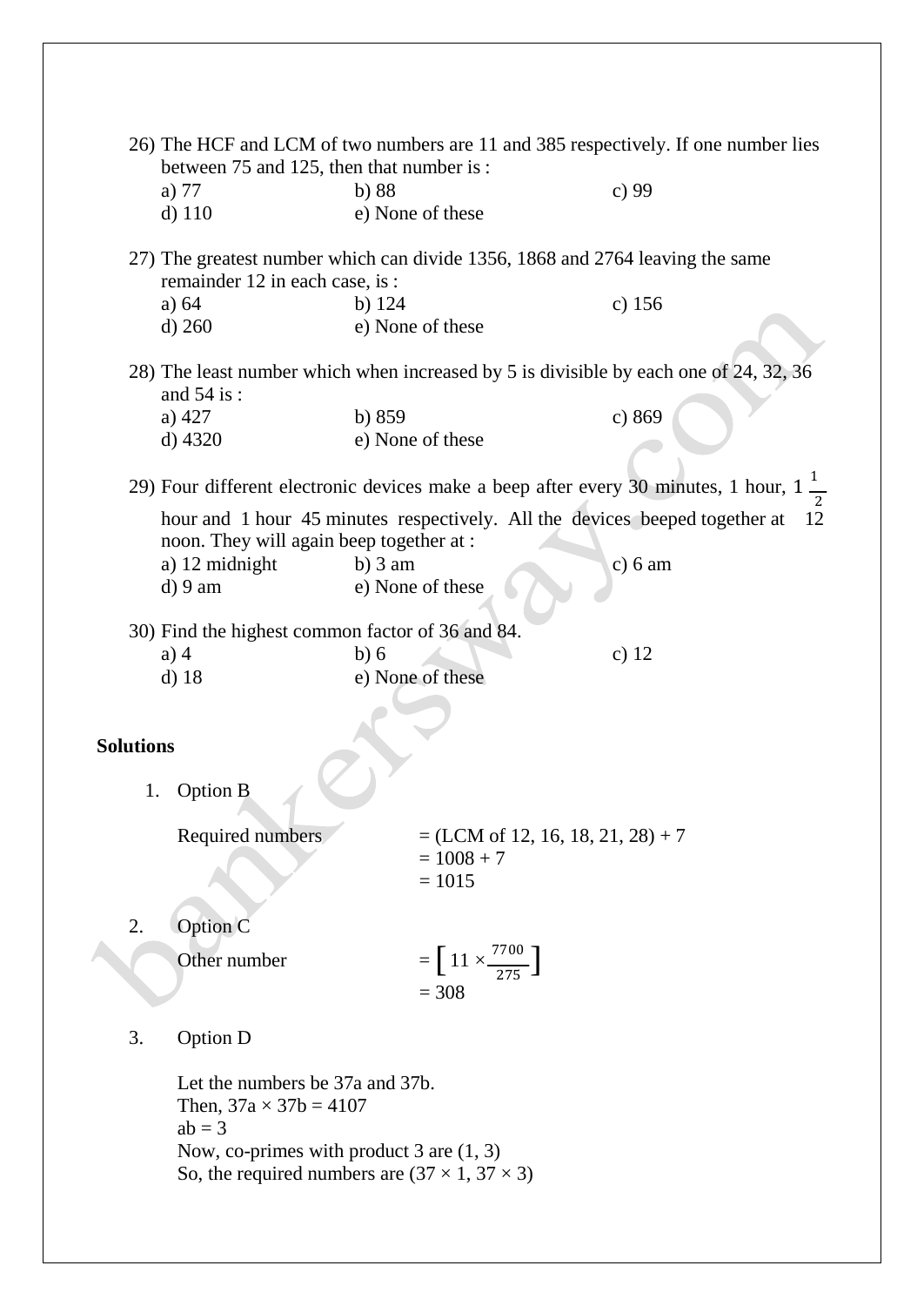26) The HCF and LCM of two numbers are 11 and 385 respectively. If one number lies between 75 and 125, then that number is :

a) 77 b) 88 c) 99
d) 110 e) None of these

27) The greatest number which can divide 1356, 1868 and 2764 leaving the same remainder 12 in each case, is :

a) 64 b) 124 c) 156
d) 260 e) None of these

28) The least number which when increased by 5 is divisible by each one of 24, 32, 36 and 54 is :

a) 427 b) 859 c) 869
d) 4320 e) None of these

29) Four different electronic devices make a beep after every 30 minutes, 1 hour, $1\frac{1}{2}$ hour and 1 hour 45 minutes respectively. All the devices beeped together at 12 noon. They will again beep together at :

a) 12 midnight b) 3 am c) 6 am
d) 9 am e) None of these

30) Find the highest common factor of 36 and 84.

a) 4 b) 6 c) 12
d) 18 e) None of these

**Solutions**

1. Option B

   Required numbers = (LCM of 12, 16, 18, 21, 28) + 7
   = 1008 + 7
   = 1015

2. Option C

   Other number $= \left[ 11 \times \frac{7700}{275} \right]$
   = 308

3. Option D

   Let the numbers be 37a and 37b.
   Then, $37a \times 37b = 4107$
   $ab = 3$
   Now, co-primes with product 3 are (1, 3)
   So, the required numbers are $(37 \times 1, 37 \times 3)$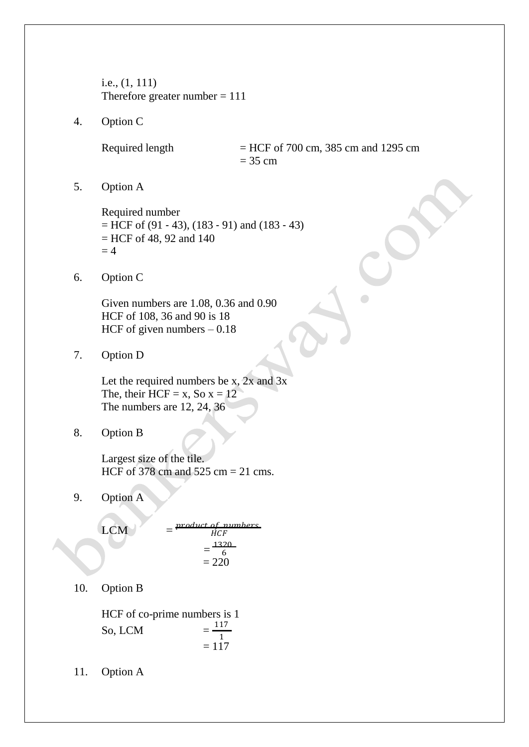i.e., (1, 111)
Therefore greater number = 111

4. Option C

   Required length = HCF of 700 cm, 385 cm and 1295 cm
   = 35 cm

5. Option A

   Required number
   = HCF of (91 - 43), (183 - 91) and (183 - 43)
   = HCF of 48, 92 and 140
   = 4

6. Option C

   Given numbers are 1.08, 0.36 and 0.90
   HCF of 108, 36 and 90 is 18
   HCF of given numbers – 0.18

7. Option D

   Let the required numbers be x, 2x and 3x
   The, their HCF = x, So x = 12
   The numbers are 12, 24, 36

8. Option B

   Largest size of the tile.
   HCF of 378 cm and 525 cm = 21 cms.

9. Option A

   LCM $= \frac{product\ of\ numbers}{HCF}$
   $= \frac{1320}{6}$
   = 220

10. Option B

   HCF of co-prime numbers is 1
   So, LCM $= \frac{117}{1}$
   = 117

11. Option A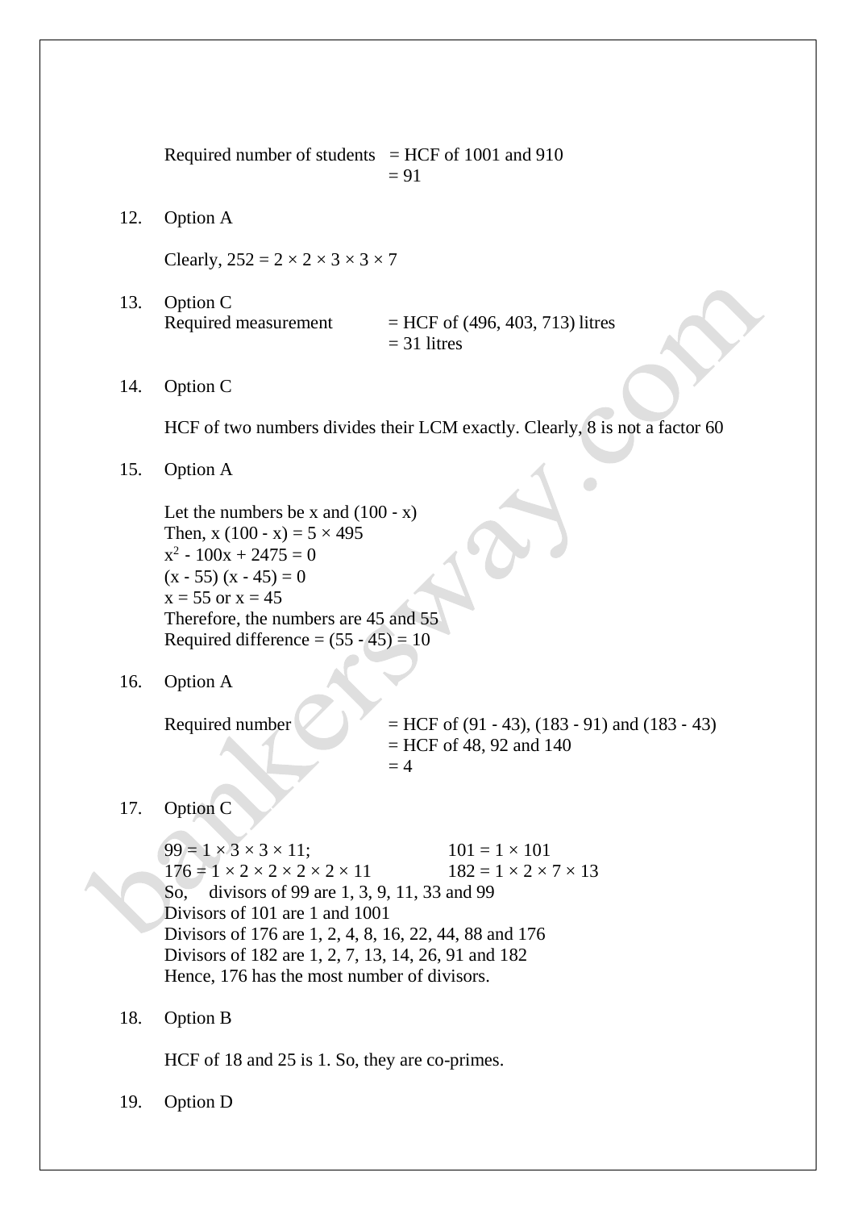Required number of students = HCF of 1001 and 910
= 91

12. Option A

Clearly, $252 = 2 \times 2 \times 3 \times 3 \times 7$

13. Option C

Required measurement = HCF of (496, 403, 713) litres
= 31 litres

14. Option C

HCF of two numbers divides their LCM exactly. Clearly, 8 is not a factor 60

15. Option A

Let the numbers be x and (100 - x)
Then, $x(100 - x) = 5 \times 495$
$x^2 - 100x + 2475 = 0$
$(x - 55)(x - 45) = 0$
$x = 55$ or $x = 45$
Therefore, the numbers are 45 and 55
Required difference = (55 - 45) = 10

16. Option A

Required number = HCF of (91 - 43), (183 - 91) and (183 - 43)
= HCF of 48, 92 and 140
= 4

17. Option C

$99 = 1 \times 3 \times 3 \times 11$; $101 = 1 \times 101$
$176 = 1 \times 2 \times 2 \times 2 \times 2 \times 11$ $182 = 1 \times 2 \times 7 \times 13$
So, divisors of 99 are 1, 3, 9, 11, 33 and 99
Divisors of 101 are 1 and 1001
Divisors of 176 are 1, 2, 4, 8, 16, 22, 44, 88 and 176
Divisors of 182 are 1, 2, 7, 13, 14, 26, 91 and 182
Hence, 176 has the most number of divisors.

18. Option B

HCF of 18 and 25 is 1. So, they are co-primes.

19. Option D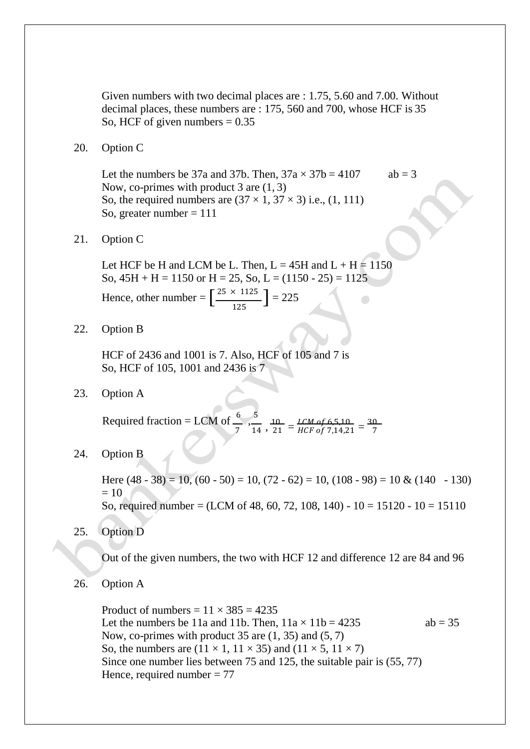Given numbers with two decimal places are : 1.75, 5.60 and 7.00. Without decimal places, these numbers are : 175, 560 and 700, whose HCF is 35
So, HCF of given numbers = 0.35

20. Option C

Let the numbers be 37a and 37b. Then, $37a \times 37b = 4107$ $\quad ab = 3$
Now, co-primes with product 3 are (1, 3)
So, the required numbers are $(37 \times 1, 37 \times 3)$ i.e., (1, 111)
So, greater number = 111

21. Option C

Let HCF be H and LCM be L. Then, L = 45H and L + H = 1150
So, 45H + H = 1150 or H = 25, So, L = (1150 - 25) = 1125
Hence, other number = $\left[\frac{25 \times 1125}{125}\right] = 225$

22. Option B

HCF of 2436 and 1001 is 7. Also, HCF of 105 and 7 is
So, HCF of 105, 1001 and 2436 is 7

23. Option A

Required fraction = LCM of $\frac{6}{7}, \frac{5}{14}, \frac{10}{21} = \frac{LCM\ of\ 6,5,10}{HCF\ of\ 7,14,21} = \frac{30}{7}$

24. Option B

Here (48 - 38) = 10, (60 - 50) = 10, (72 - 62) = 10, (108 - 98) = 10 & (140 - 130) = 10
So, required number = (LCM of 48, 60, 72, 108, 140) - 10 = 15120 - 10 = 15110

25. Option D

Out of the given numbers, the two with HCF 12 and difference 12 are 84 and 96

26. Option A

Product of numbers = $11 \times 385 = 4235$
Let the numbers be 11a and 11b. Then, $11a \times 11b = 4235$ $\quad ab = 35$
Now, co-primes with product 35 are (1, 35) and (5, 7)
So, the numbers are $(11 \times 1, 11 \times 35)$ and $(11 \times 5, 11 \times 7)$
Since one number lies between 75 and 125, the suitable pair is (55, 77)
Hence, required number = 77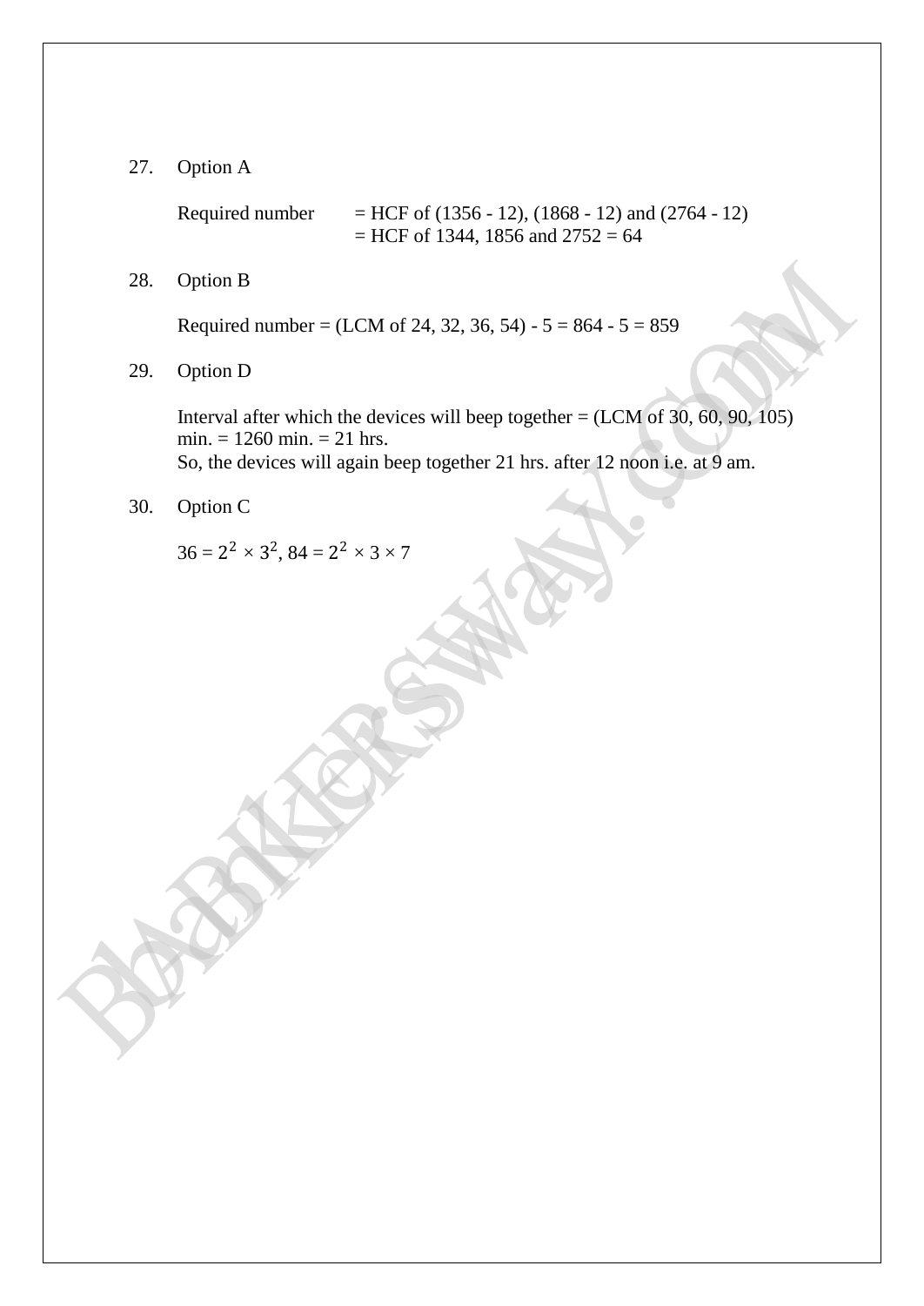27. Option A

Required number = HCF of (1356 - 12), (1868 - 12) and (2764 - 12)
= HCF of 1344, 1856 and 2752 = 64

28. Option B

Required number = (LCM of 24, 32, 36, 54) - 5 = 864 - 5 = 859

29. Option D

Interval after which the devices will beep together = (LCM of 30, 60, 90, 105) min. = 1260 min. = 21 hrs.
So, the devices will again beep together 21 hrs. after 12 noon i.e. at 9 am.

30. Option C

$36 = 2^2 \times 3^2$, $84 = 2^2 \times 3 \times 7$